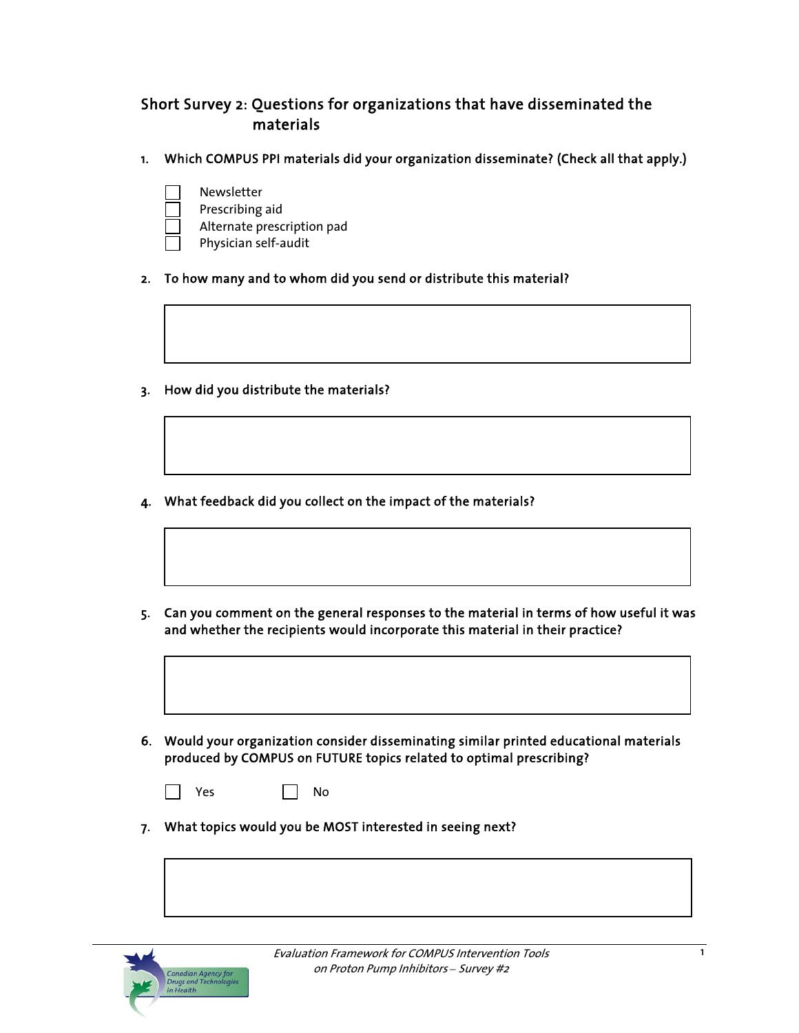## Short Survey 2: Questions for organizations that have disseminated the materials

1. **Which COMPUS PPI materials did your organization disseminate? (Check all that apply.)**

   - [ ] Newsletter
   - [ ] Prescribing aid
   - [ ] Alternate prescription pad
   - [ ] Physician self-audit

2. **To how many and to whom did you send or distribute this material?**

3. **How did you distribute the materials?**

4. **What feedback did you collect on the impact of the materials?**

5. **Can you comment on the general responses to the material in terms of how useful it was and whether the recipients would incorporate this material in their practice?**

6. **Would your organization consider disseminating similar printed educational materials produced by COMPUS on FUTURE topics related to optimal prescribing?**

   - [ ] Yes
   - [ ] No

7. **What topics would you be MOST interested in seeing next?**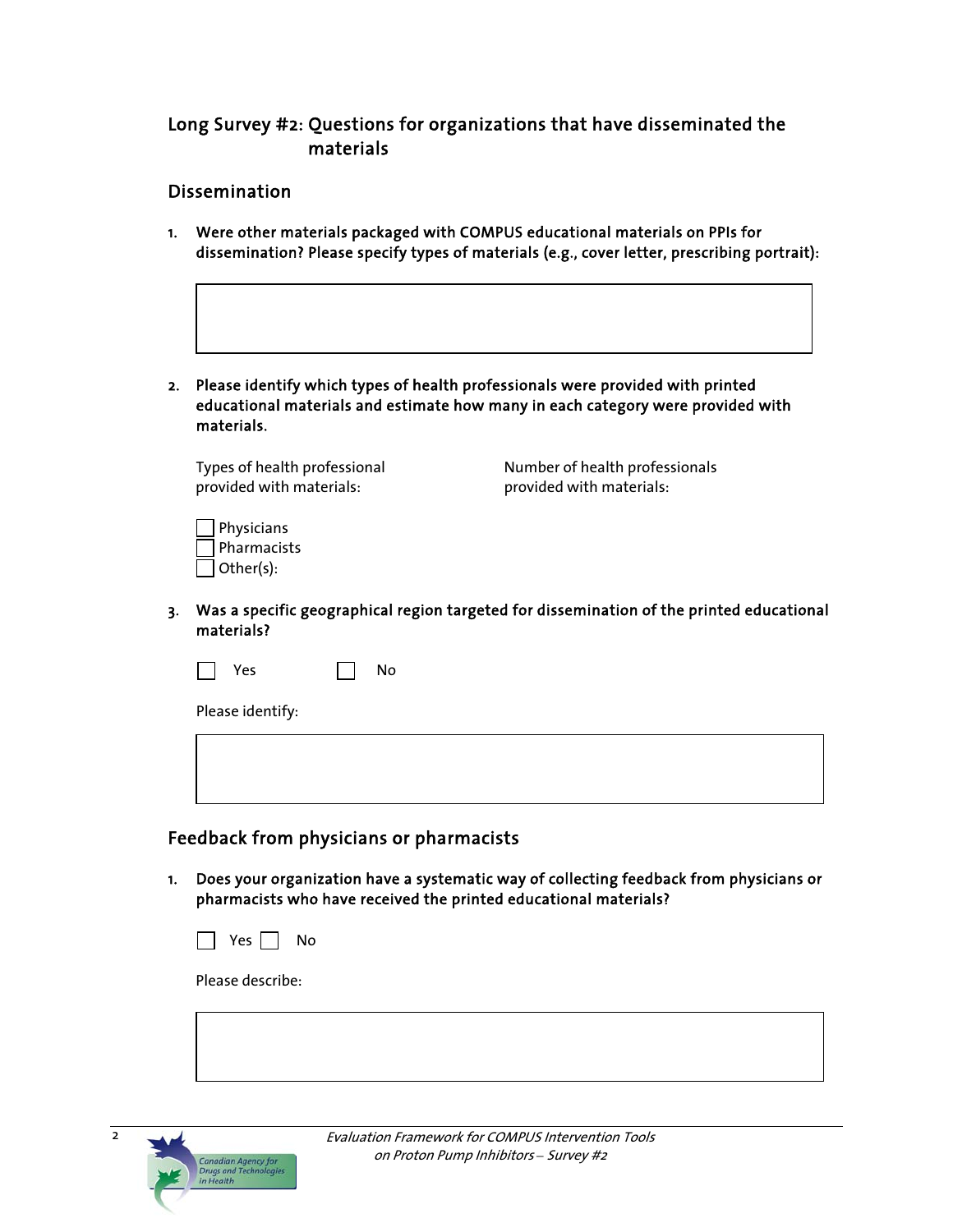## Long Survey #2: Questions for organizations that have disseminated the materials

### Dissemination

1. **Were other materials packaged with COMPUS educational materials on PPIs for dissemination? Please specify types of materials (e.g., cover letter, prescribing portrait):**

2. **Please identify which types of health professionals were provided with printed educational materials and estimate how many in each category were provided with materials.**

| Types of health professional provided with materials: | Number of health professionals provided with materials: |
| --- | --- |
| ☐ Physicians | |
| ☐ Pharmacists | |
| ☐ Other(s): | |

3. **Was a specific geographical region targeted for dissemination of the printed educational materials?**

   ☐ Yes ☐ No

   Please identify:

### Feedback from physicians or pharmacists

1. **Does your organization have a systematic way of collecting feedback from physicians or pharmacists who have received the printed educational materials?**

   ☐ Yes ☐ No

   Please describe: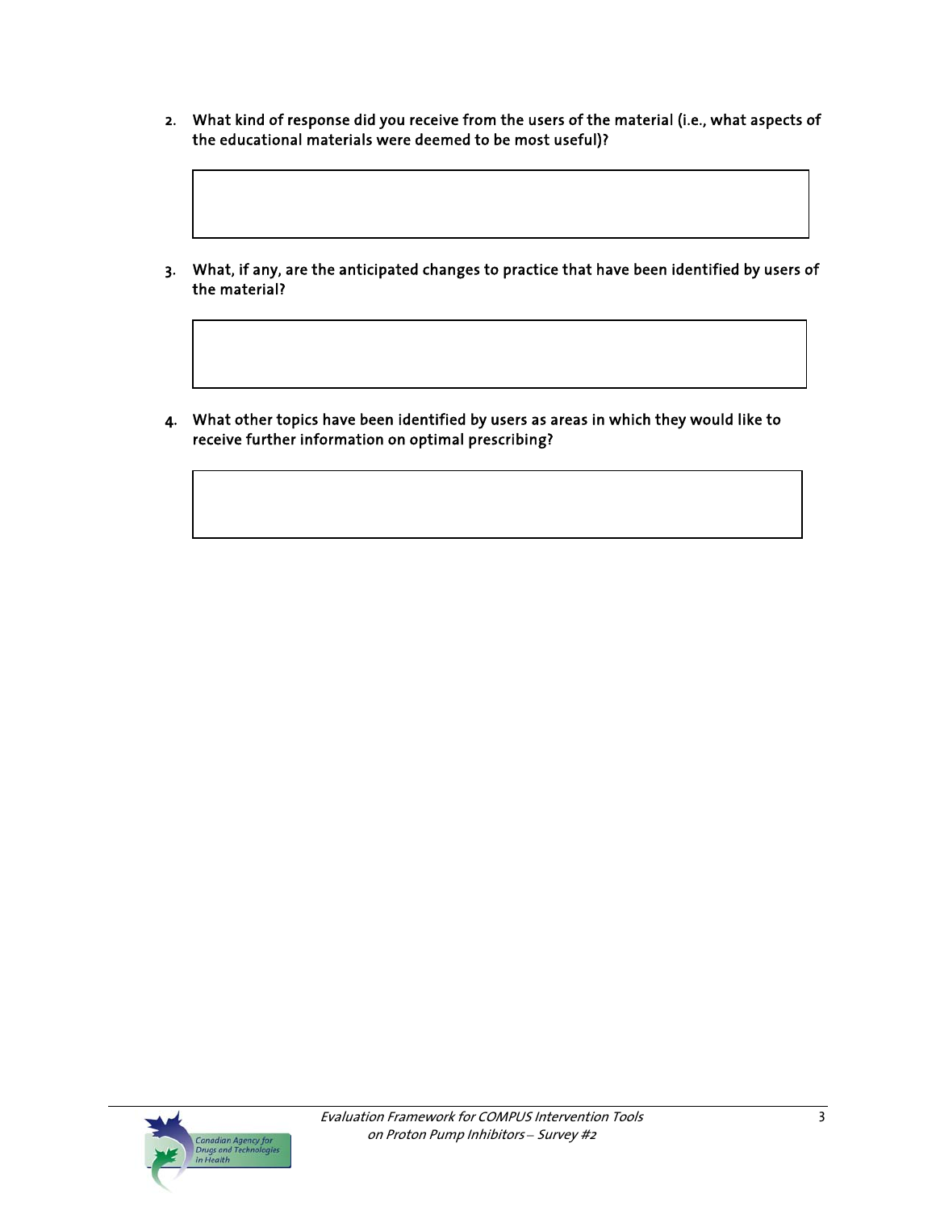2. **What kind of response did you receive from the users of the material (i.e., what aspects of the educational materials were deemed to be most useful)?**

3. **What, if any, are the anticipated changes to practice that have been identified by users of the material?**

4. **What other topics have been identified by users as areas in which they would like to receive further information on optimal prescribing?**